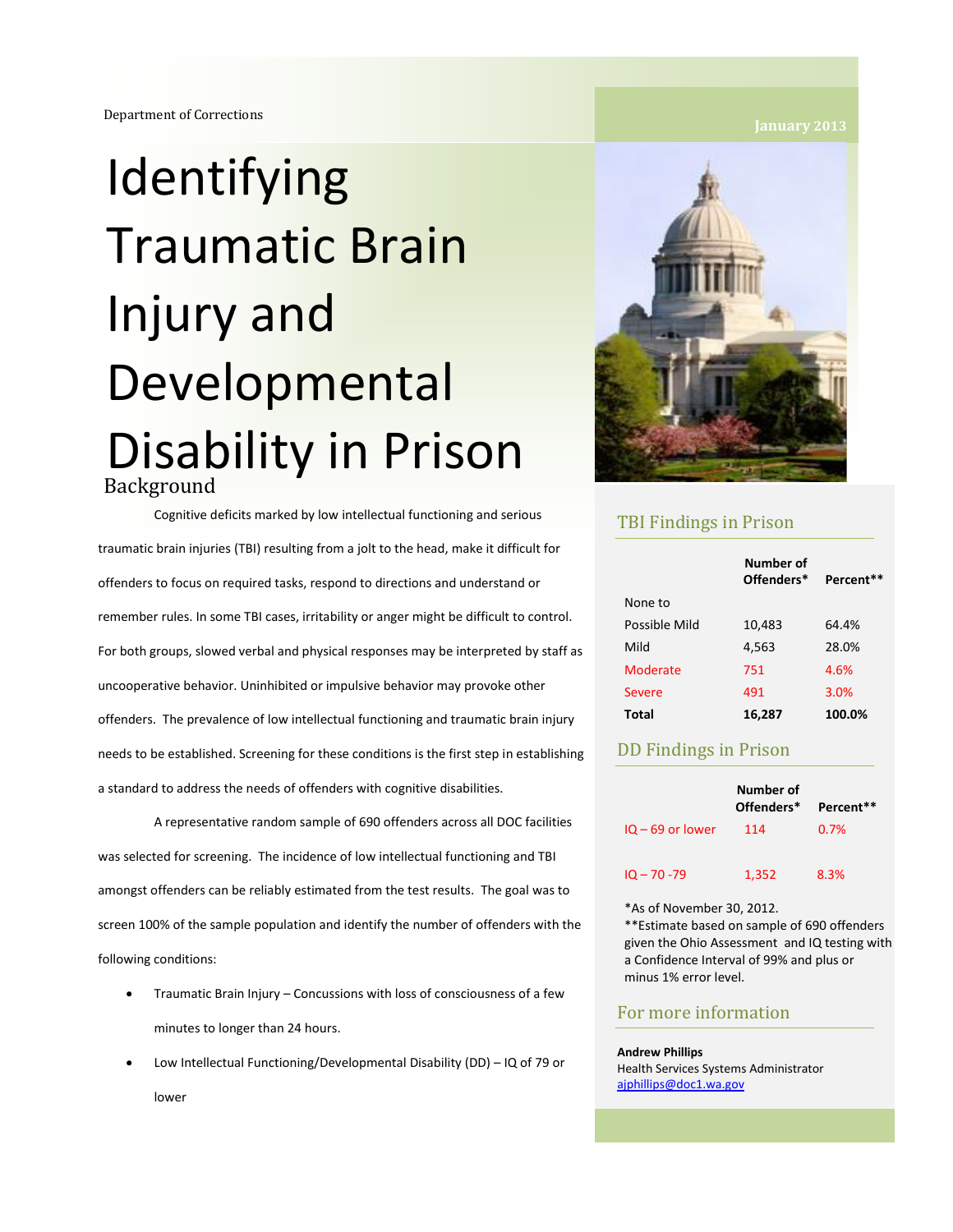Department of Corrections

January 2013

# Identifying Traumatic Brain Injury and Developmental Disability in Prison

## Background

Cognitive deficits marked by low intellectual functioning and serious traumatic brain injuries (TBI) resulting from a jolt to the head, make it difficult for offenders to focus on required tasks, respond to directions and understand or remember rules. In some TBI cases, irritability or anger might be difficult to control. For both groups, slowed verbal and physical responses may be interpreted by staff as uncooperative behavior. Uninhibited or impulsive behavior may provoke other offenders. The prevalence of low intellectual functioning and traumatic brain injury needs to be established. Screening for these conditions is the first step in establishing a standard to address the needs of offenders with cognitive disabilities.

A representative random sample of 690 offenders across all DOC facilities was selected for screening. The incidence of low intellectual functioning and TBI amongst offenders can be reliably estimated from the test results. The goal was to screen 100% of the sample population and identify the number of offenders with the following conditions:

- Traumatic Brain Injury – Concussions with loss of consciousness of a few minutes to longer than 24 hours.
- Low Intellectual Functioning/Developmental Disability (DD) – IQ of 79 or lower

## TBI Findings in Prison

| | Number of Offenders* | Percent** |
|---|---|---|
| None to Possible Mild | 10,483 | 64.4% |
| Mild | 4,563 | 28.0% |
| Moderate | 751 | 4.6% |
| Severe | 491 | 3.0% |
| **Total** | **16,287** | **100.0%** |

## DD Findings in Prison

| | Number of Offenders* | Percent** |
|---|---|---|
| IQ – 69 or lower | 114 | 0.7% |
| IQ – 70 -79 | 1,352 | 8.3% |

*As of November 30, 2012.
**Estimate based on sample of 690 offenders given the Ohio Assessment and IQ testing with a Confidence Interval of 99% and plus or minus 1% error level.

## For more information

**Andrew Phillips**
Health Services Systems Administrator
ajphillips@doc1.wa.gov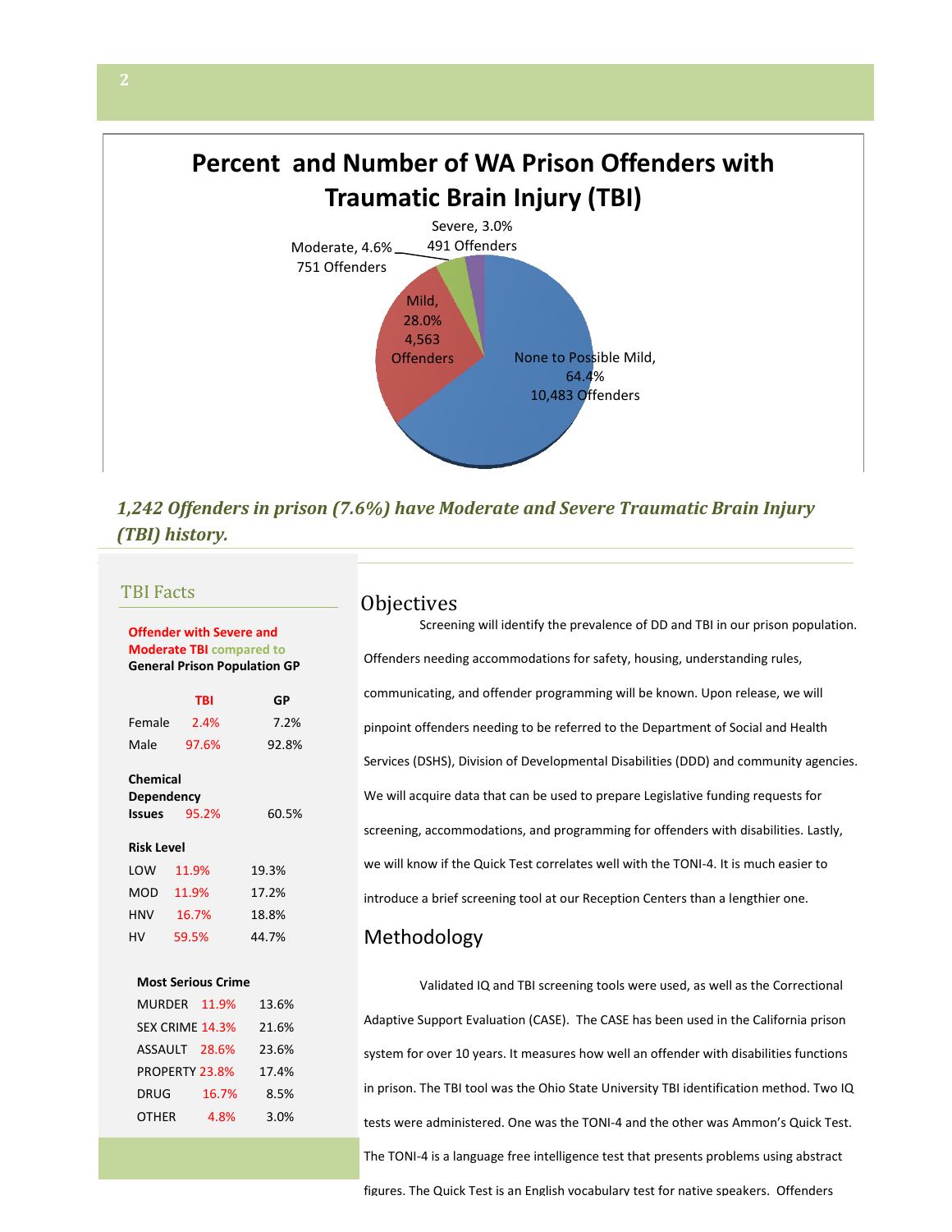## Percent and Number of WA Prison Offenders with Traumatic Brain Injury (TBI)

Severe, 3.0%
491 Offenders

Moderate, 4.6%
751 Offenders

Mild, 28.0%
4,563 Offenders

None to Possible Mild, 64.4%
10,483 Offenders

***1,242 Offenders in prison (7.6%) have Moderate and Severe Traumatic Brain Injury (TBI) history.***

### TBI Facts

**Offender with Severe and Moderate TBI compared to General Prison Population GP**

| | TBI | GP |
|---|---|---|
| Female | 2.4% | 7.2% |
| Male | 97.6% | 92.8% |
| **Chemical Dependency Issues** | 95.2% | 60.5% |
| **Risk Level** | | |
| LOW | 11.9% | 19.3% |
| MOD | 11.9% | 17.2% |
| HNV | 16.7% | 18.8% |
| HV | 59.5% | 44.7% |
| **Most Serious Crime** | | |
| MURDER | 11.9% | 13.6% |
| SEX CRIME | 14.3% | 21.6% |
| ASSAULT | 28.6% | 23.6% |
| PROPERTY | 23.8% | 17.4% |
| DRUG | 16.7% | 8.5% |
| OTHER | 4.8% | 3.0% |

## Objectives

Screening will identify the prevalence of DD and TBI in our prison population. Offenders needing accommodations for safety, housing, understanding rules, communicating, and offender programming will be known. Upon release, we will pinpoint offenders needing to be referred to the Department of Social and Health Services (DSHS), Division of Developmental Disabilities (DDD) and community agencies. We will acquire data that can be used to prepare Legislative funding requests for screening, accommodations, and programming for offenders with disabilities. Lastly, we will know if the Quick Test correlates well with the TONI-4. It is much easier to introduce a brief screening tool at our Reception Centers than a lengthier one.

## Methodology

Validated IQ and TBI screening tools were used, as well as the Correctional Adaptive Support Evaluation (CASE). The CASE has been used in the California prison system for over 10 years. It measures how well an offender with disabilities functions in prison. The TBI tool was the Ohio State University TBI identification method. Two IQ tests were administered. One was the TONI-4 and the other was Ammon's Quick Test. The TONI-4 is a language free intelligence test that presents problems using abstract figures. The Quick Test is an English vocabulary test for native speakers. Offenders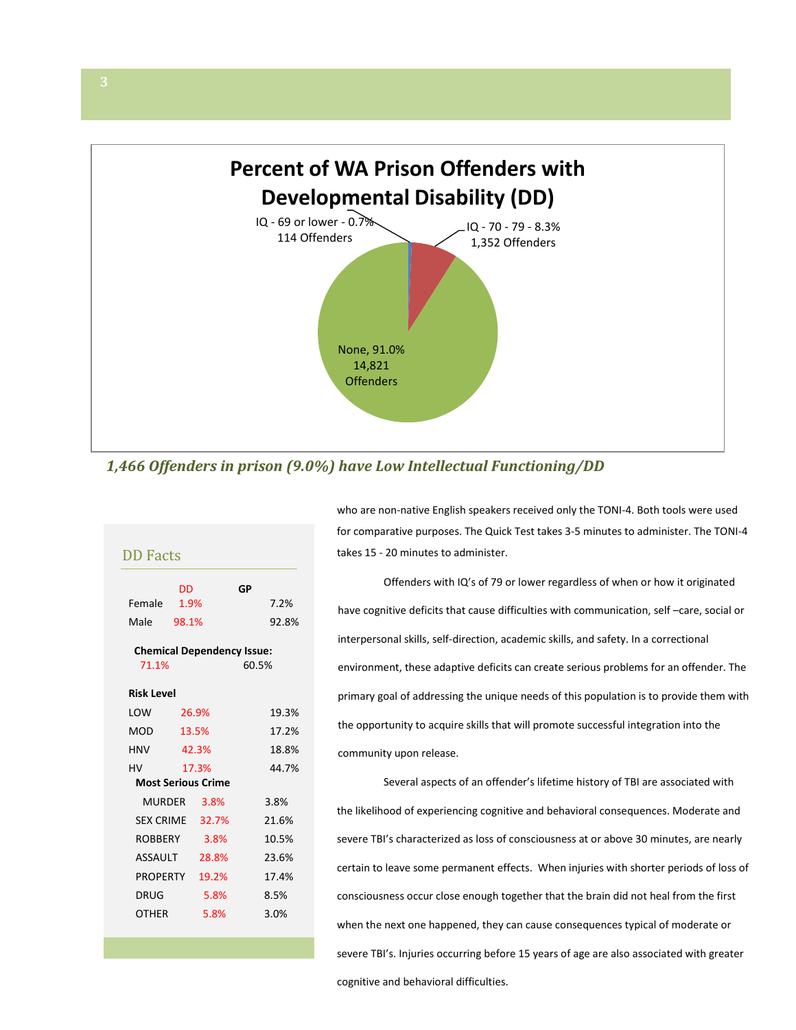## Percent of WA Prison Offenders with Developmental Disability (DD)

IQ - 69 or lower - 0.7%
114 Offenders

IQ - 70 - 79 - 8.3%
1,352 Offenders

None, 91.0%
14,821
Offenders

***1,466 Offenders in prison (9.0%) have Low Intellectual Functioning/DD***

### DD Facts

| | DD | GP |
|---|---|---|
| Female | 1.9% | 7.2% |
| Male | 98.1% | 92.8% |
| **Chemical Dependency Issue:** | | |
| | 71.1% | 60.5% |
| **Risk Level** | | |
| LOW | 26.9% | 19.3% |
| MOD | 13.5% | 17.2% |
| HNV | 42.3% | 18.8% |
| HV | 17.3% | 44.7% |
| **Most Serious Crime** | | |
| MURDER | 3.8% | 3.8% |
| SEX CRIME | 32.7% | 21.6% |
| ROBBERY | 3.8% | 10.5% |
| ASSAULT | 28.8% | 23.6% |
| PROPERTY | 19.2% | 17.4% |
| DRUG | 5.8% | 8.5% |
| OTHER | 5.8% | 3.0% |

who are non-native English speakers received only the TONI-4. Both tools were used for comparative purposes. The Quick Test takes 3-5 minutes to administer. The TONI-4 takes 15 - 20 minutes to administer.

Offenders with IQ's of 79 or lower regardless of when or how it originated have cognitive deficits that cause difficulties with communication, self –care, social or interpersonal skills, self-direction, academic skills, and safety. In a correctional environment, these adaptive deficits can create serious problems for an offender. The primary goal of addressing the unique needs of this population is to provide them with the opportunity to acquire skills that will promote successful integration into the community upon release.

Several aspects of an offender's lifetime history of TBI are associated with the likelihood of experiencing cognitive and behavioral consequences. Moderate and severe TBI's characterized as loss of consciousness at or above 30 minutes, are nearly certain to leave some permanent effects. When injuries with shorter periods of loss of consciousness occur close enough together that the brain did not heal from the first when the next one happened, they can cause consequences typical of moderate or severe TBI's. Injuries occurring before 15 years of age are also associated with greater cognitive and behavioral difficulties.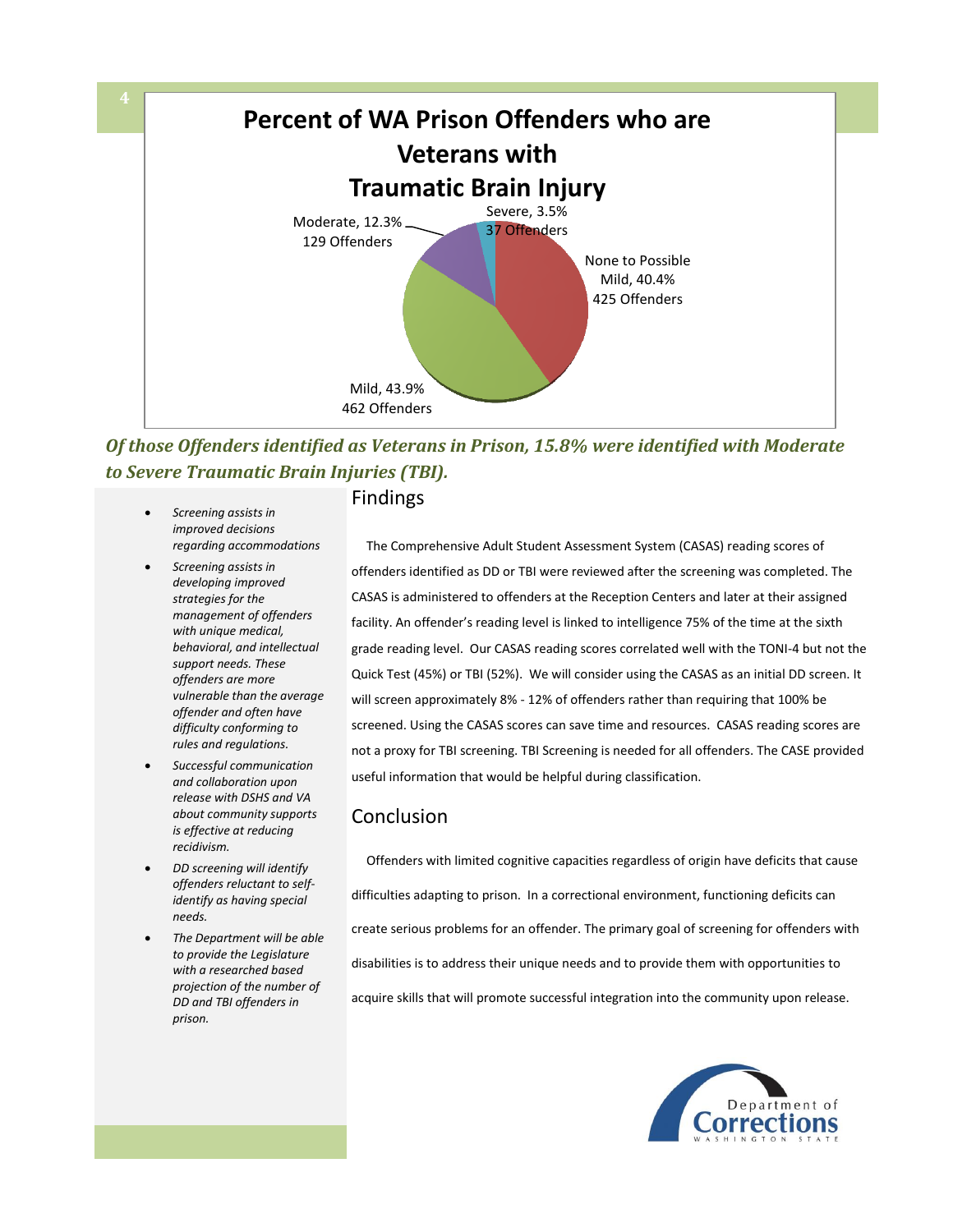## Percent of WA Prison Offenders who are Veterans with Traumatic Brain Injury

Moderate, 12.3%
129 Offenders

Severe, 3.5%
37 Offenders

None to Possible Mild, 40.4%
425 Offenders

Mild, 43.9%
462 Offenders

***Of those Offenders identified as Veterans in Prison, 15.8% were identified with Moderate to Severe Traumatic Brain Injuries (TBI).***

- *Screening assists in improved decisions regarding accommodations*
- *Screening assists in developing improved strategies for the management of offenders with unique medical, behavioral, and intellectual support needs. These offenders are more vulnerable than the average offender and often have difficulty conforming to rules and regulations.*
- *Successful communication and collaboration upon release with DSHS and VA about community supports is effective at reducing recidivism.*
- *DD screening will identify offenders reluctant to self-identify as having special needs.*
- *The Department will be able to provide the Legislature with a researched based projection of the number of DD and TBI offenders in prison.*

## Findings

The Comprehensive Adult Student Assessment System (CASAS) reading scores of offenders identified as DD or TBI were reviewed after the screening was completed. The CASAS is administered to offenders at the Reception Centers and later at their assigned facility. An offender's reading level is linked to intelligence 75% of the time at the sixth grade reading level. Our CASAS reading scores correlated well with the TONI-4 but not the Quick Test (45%) or TBI (52%). We will consider using the CASAS as an initial DD screen. It will screen approximately 8% - 12% of offenders rather than requiring that 100% be screened. Using the CASAS scores can save time and resources. CASAS reading scores are not a proxy for TBI screening. TBI Screening is needed for all offenders. The CASE provided useful information that would be helpful during classification.

## Conclusion

Offenders with limited cognitive capacities regardless of origin have deficits that cause difficulties adapting to prison. In a correctional environment, functioning deficits can create serious problems for an offender. The primary goal of screening for offenders with disabilities is to address their unique needs and to provide them with opportunities to acquire skills that will promote successful integration into the community upon release.

Department of Corrections
WASHINGTON STATE